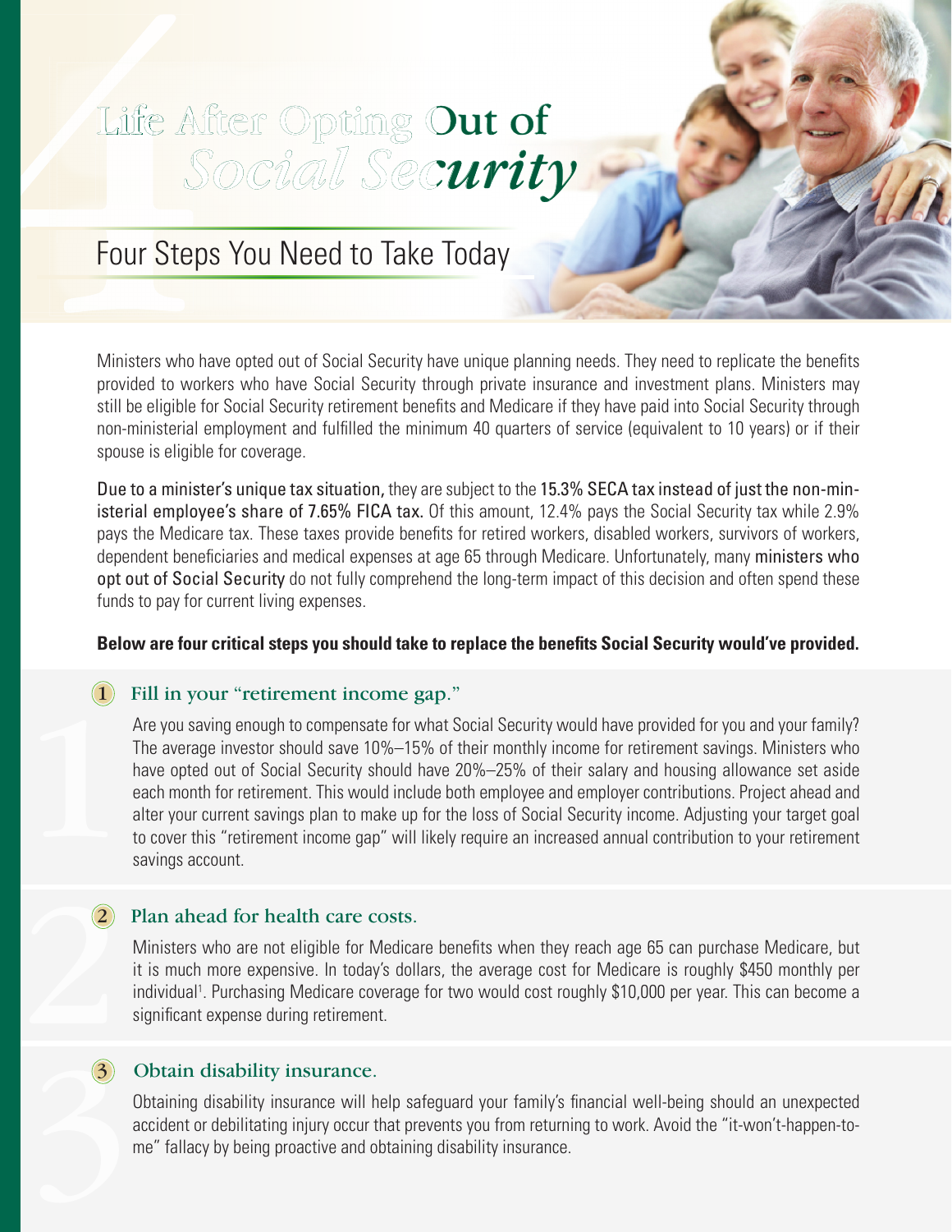# Life After Opting Out of *Social Security*

## Four Steps You Need to Take Today

Ministers who have opted out of Social Security have unique planning needs. They need to replicate the benefits provided to workers who have Social Security through private insurance and investment plans. Ministers may still be eligible for Social Security retirement benefits and Medicare if they have paid into Social Security through non-ministerial employment and fulfilled the minimum 40 quarters of service (equivalent to 10 years) or if their spouse is eligible for coverage.

Due to a minister's unique tax situation, they are subject to the 15.3% SECA tax instead of just the non-ministerial employee's share of 7.65% FICA tax. Of this amount, 12.4% pays the Social Security tax while 2.9% pays the Medicare tax. These taxes provide benefits for retired workers, disabled workers, survivors of workers, dependent beneficiaries and medical expenses at age 65 through Medicare. Unfortunately, many ministers who opt out of Social Security do not fully comprehend the long-term impact of this decision and often spend these funds to pay for current living expenses.

**Below are four critical steps you should take to replace the benefits Social Security would've provided.**

### 1 Fill in your "retirement income gap."

Are you saving enough to compensate for what Social Security would have provided for you and your family? The average investor should save 10%–15% of their monthly income for retirement savings. Ministers who have opted out of Social Security should have 20%–25% of their salary and housing allowance set aside each month for retirement. This would include both employee and employer contributions. Project ahead and alter your current savings plan to make up for the loss of Social Security income. Adjusting your target goal to cover this "retirement income gap" will likely require an increased annual contribution to your retirement savings account.

### 2 Plan ahead for health care costs.

Ministers who are not eligible for Medicare benefits when they reach age 65 can purchase Medicare, but it is much more expensive. In today's dollars, the average cost for Medicare is roughly $450 monthly per individual[1]. Purchasing Medicare coverage for two would cost roughly $10,000 per year. This can become a significant expense during retirement.

### 3 Obtain disability insurance.

Obtaining disability insurance will help safeguard your family's financial well-being should an unexpected accident or debilitating injury occur that prevents you from returning to work. Avoid the "it-won't-happen-to-me" fallacy by being proactive and obtaining disability insurance.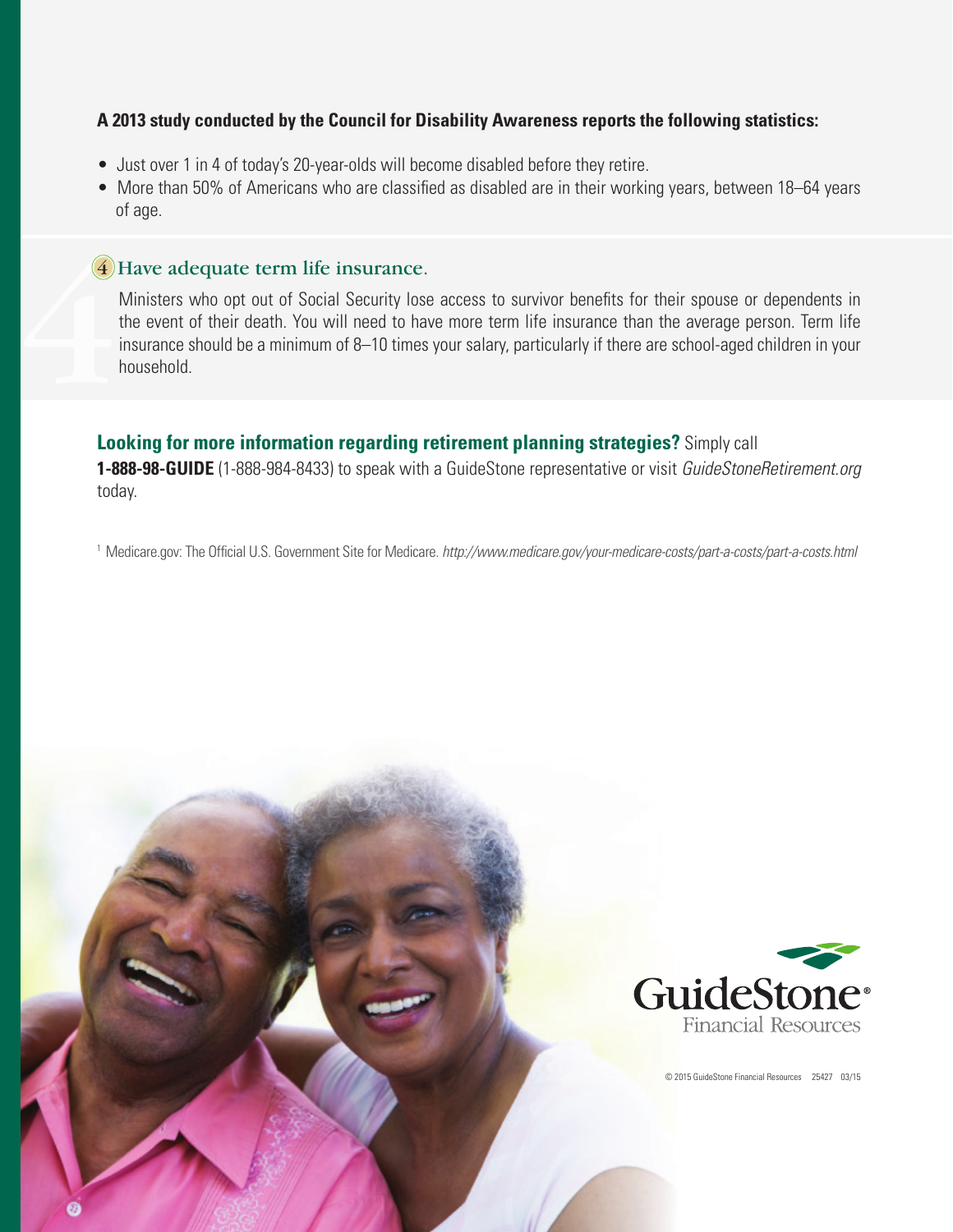**A 2013 study conducted by the Council for Disability Awareness reports the following statistics:**

- Just over 1 in 4 of today's 20-year-olds will become disabled before they retire.
- More than 50% of Americans who are classified as disabled are in their working years, between 18–64 years of age.

## 4 Have adequate term life insurance.

Ministers who opt out of Social Security lose access to survivor benefits for their spouse or dependents in the event of their death. You will need to have more term life insurance than the average person. Term life insurance should be a minimum of 8–10 times your salary, particularly if there are school-aged children in your household.

**Looking for more information regarding retirement planning strategies?** Simply call **1-888-98-GUIDE** (1-888-984-8433) to speak with a GuideStone representative or visit *GuideStoneRetirement.org* today.

[1] Medicare.gov: The Official U.S. Government Site for Medicare. *http://www.medicare.gov/your-medicare-costs/part-a-costs/part-a-costs.html*

GuideStone® Financial Resources

© 2015 GuideStone Financial Resources 25427 03/15